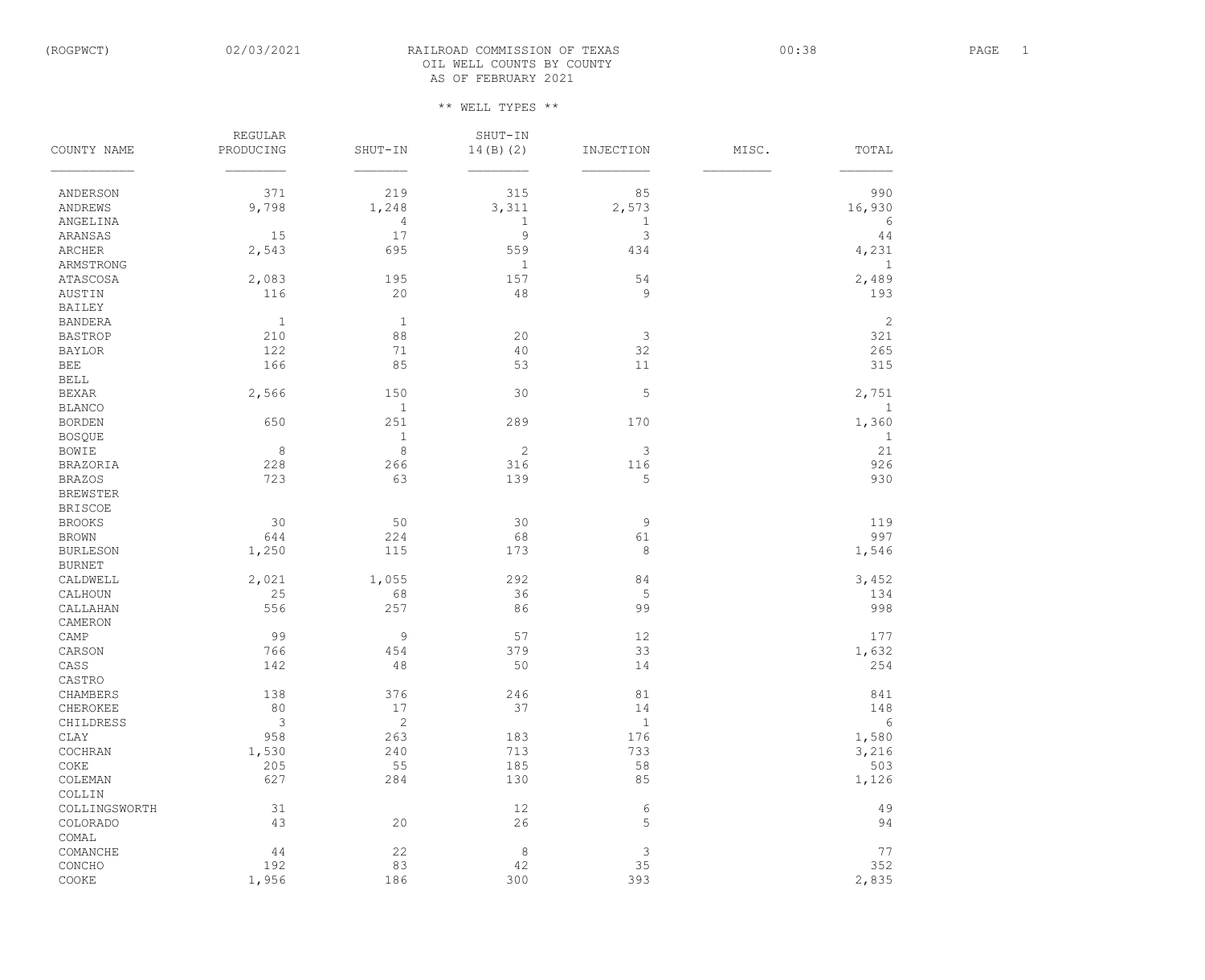# RAILROAD COMMISSION OF TEXAS

## OIL WELL COUNTS BY COUNTY

## AS OF FEBRUARY 2021

** WELL TYPES **

| COUNTY NAME | REGULAR PRODUCING | SHUT-IN | SHUT-IN 14(B)(2) | INJECTION | MISC. | TOTAL |
|---|---|---|---|---|---|---|
| ANDERSON | 371 | 219 | 315 | 85 | | 990 |
| ANDREWS | 9,798 | 1,248 | 3,311 | 2,573 | | 16,930 |
| ANGELINA | | 4 | 1 | 1 | | 6 |
| ARANSAS | 15 | 17 | 9 | 3 | | 44 |
| ARCHER | 2,543 | 695 | 559 | 434 | | 4,231 |
| ARMSTRONG | | | 1 | | | 1 |
| ATASCOSA | 2,083 | 195 | 157 | 54 | | 2,489 |
| AUSTIN | 116 | 20 | 48 | 9 | | 193 |
| BAILEY | | | | | | |
| BANDERA | 1 | 1 | | | | 2 |
| BASTROP | 210 | 88 | 20 | 3 | | 321 |
| BAYLOR | 122 | 71 | 40 | 32 | | 265 |
| BEE | 166 | 85 | 53 | 11 | | 315 |
| BELL | | | | | | |
| BEXAR | 2,566 | 150 | 30 | 5 | | 2,751 |
| BLANCO | | 1 | | | | 1 |
| BORDEN | 650 | 251 | 289 | 170 | | 1,360 |
| BOSQUE | | 1 | | | | 1 |
| BOWIE | 8 | 8 | 2 | 3 | | 21 |
| BRAZORIA | 228 | 266 | 316 | 116 | | 926 |
| BRAZOS | 723 | 63 | 139 | 5 | | 930 |
| BREWSTER | | | | | | |
| BRISCOE | | | | | | |
| BROOKS | 30 | 50 | 30 | 9 | | 119 |
| BROWN | 644 | 224 | 68 | 61 | | 997 |
| BURLESON | 1,250 | 115 | 173 | 8 | | 1,546 |
| BURNET | | | | | | |
| CALDWELL | 2,021 | 1,055 | 292 | 84 | | 3,452 |
| CALHOUN | 25 | 68 | 36 | 5 | | 134 |
| CALLAHAN | 556 | 257 | 86 | 99 | | 998 |
| CAMERON | | | | | | |
| CAMP | 99 | 9 | 57 | 12 | | 177 |
| CARSON | 766 | 454 | 379 | 33 | | 1,632 |
| CASS | 142 | 48 | 50 | 14 | | 254 |
| CASTRO | | | | | | |
| CHAMBERS | 138 | 376 | 246 | 81 | | 841 |
| CHEROKEE | 80 | 17 | 37 | 14 | | 148 |
| CHILDRESS | 3 | 2 | | 1 | | 6 |
| CLAY | 958 | 263 | 183 | 176 | | 1,580 |
| COCHRAN | 1,530 | 240 | 713 | 733 | | 3,216 |
| COKE | 205 | 55 | 185 | 58 | | 503 |
| COLEMAN | 627 | 284 | 130 | 85 | | 1,126 |
| COLLIN | | | | | | |
| COLLINGSWORTH | 31 | | 12 | 6 | | 49 |
| COLORADO | 43 | 20 | 26 | 5 | | 94 |
| COMAL | | | | | | |
| COMANCHE | 44 | 22 | 8 | 3 | | 77 |
| CONCHO | 192 | 83 | 42 | 35 | | 352 |
| COOKE | 1,956 | 186 | 300 | 393 | | 2,835 |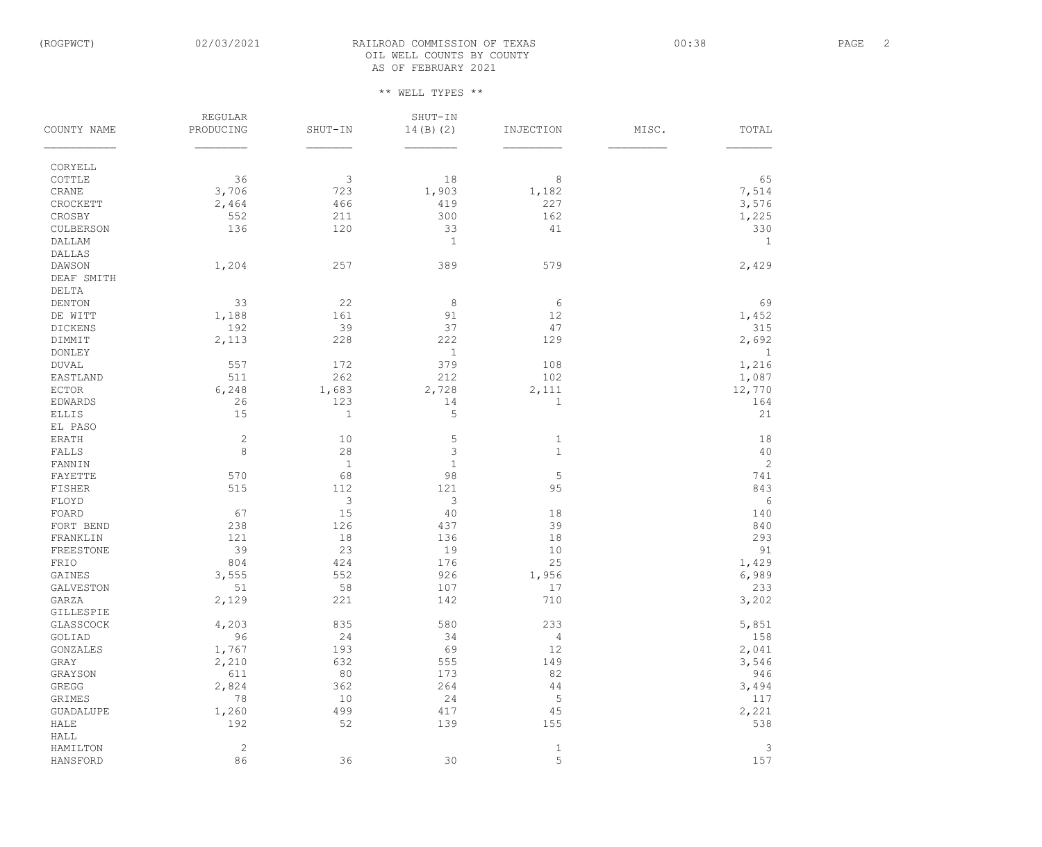RAILROAD COMMISSION OF TEXAS
OIL WELL COUNTS BY COUNTY
AS OF FEBRUARY 2021

** WELL TYPES **

| COUNTY NAME | REGULAR PRODUCING | SHUT-IN | SHUT-IN 14(B)(2) | INJECTION | MISC. | TOTAL |
|---|---|---|---|---|---|---|
| CORYELL | | | | | | |
| COTTLE | 36 | 3 | 18 | 8 | | 65 |
| CRANE | 3,706 | 723 | 1,903 | 1,182 | | 7,514 |
| CROCKETT | 2,464 | 466 | 419 | 227 | | 3,576 |
| CROSBY | 552 | 211 | 300 | 162 | | 1,225 |
| CULBERSON | 136 | 120 | 33 | 41 | | 330 |
| DALLAM | | | 1 | | | 1 |
| DALLAS | | | | | | |
| DAWSON | 1,204 | 257 | 389 | 579 | | 2,429 |
| DEAF SMITH | | | | | | |
| DELTA | | | | | | |
| DENTON | 33 | 22 | 8 | 6 | | 69 |
| DE WITT | 1,188 | 161 | 91 | 12 | | 1,452 |
| DICKENS | 192 | 39 | 37 | 47 | | 315 |
| DIMMIT | 2,113 | 228 | 222 | 129 | | 2,692 |
| DONLEY | | | 1 | | | 1 |
| DUVAL | 557 | 172 | 379 | 108 | | 1,216 |
| EASTLAND | 511 | 262 | 212 | 102 | | 1,087 |
| ECTOR | 6,248 | 1,683 | 2,728 | 2,111 | | 12,770 |
| EDWARDS | 26 | 123 | 14 | 1 | | 164 |
| ELLIS | 15 | 1 | 5 | | | 21 |
| EL PASO | | | | | | |
| ERATH | 2 | 10 | 5 | 1 | | 18 |
| FALLS | 8 | 28 | 3 | 1 | | 40 |
| FANNIN | | 1 | 1 | | | 2 |
| FAYETTE | 570 | 68 | 98 | 5 | | 741 |
| FISHER | 515 | 112 | 121 | 95 | | 843 |
| FLOYD | | 3 | 3 | | | 6 |
| FOARD | 67 | 15 | 40 | 18 | | 140 |
| FORT BEND | 238 | 126 | 437 | 39 | | 840 |
| FRANKLIN | 121 | 18 | 136 | 18 | | 293 |
| FREESTONE | 39 | 23 | 19 | 10 | | 91 |
| FRIO | 804 | 424 | 176 | 25 | | 1,429 |
| GAINES | 3,555 | 552 | 926 | 1,956 | | 6,989 |
| GALVESTON | 51 | 58 | 107 | 17 | | 233 |
| GARZA | 2,129 | 221 | 142 | 710 | | 3,202 |
| GILLESPIE | | | | | | |
| GLASSCOCK | 4,203 | 835 | 580 | 233 | | 5,851 |
| GOLIAD | 96 | 24 | 34 | 4 | | 158 |
| GONZALES | 1,767 | 193 | 69 | 12 | | 2,041 |
| GRAY | 2,210 | 632 | 555 | 149 | | 3,546 |
| GRAYSON | 611 | 80 | 173 | 82 | | 946 |
| GREGG | 2,824 | 362 | 264 | 44 | | 3,494 |
| GRIMES | 78 | 10 | 24 | 5 | | 117 |
| GUADALUPE | 1,260 | 499 | 417 | 45 | | 2,221 |
| HALE | 192 | 52 | 139 | 155 | | 538 |
| HALL | | | | | | |
| HAMILTON | 2 | | | 1 | | 3 |
| HANSFORD | 86 | 36 | 30 | 5 | | 157 |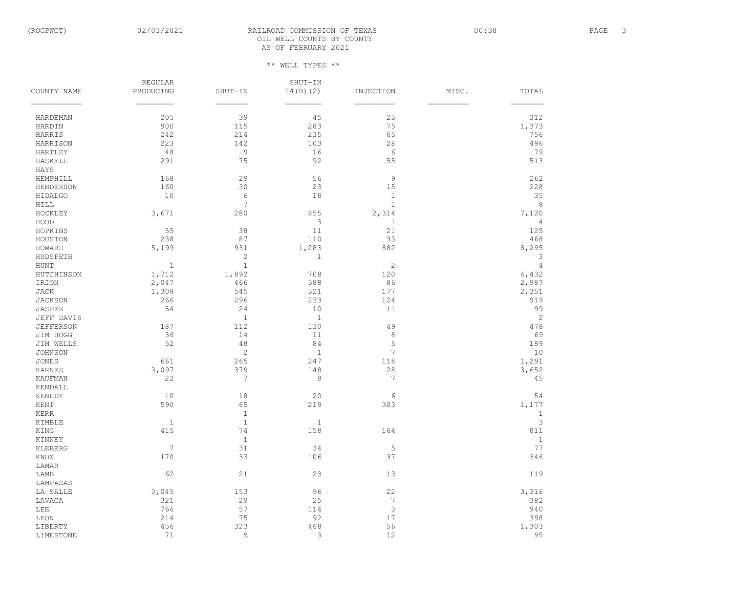RAILROAD COMMISSION OF TEXAS
OIL WELL COUNTS BY COUNTY
AS OF FEBRUARY 2021

** WELL TYPES **

| COUNTY NAME | REGULAR PRODUCING | SHUT-IN | SHUT-IN 14(B)(2) | INJECTION | MISC. | TOTAL |
|---|---|---|---|---|---|---|
| HARDEMAN | 205 | 39 | 45 | 23 | | 312 |
| HARDIN | 900 | 115 | 283 | 75 | | 1,373 |
| HARRIS | 242 | 214 | 235 | 65 | | 756 |
| HARRISON | 223 | 142 | 103 | 28 | | 496 |
| HARTLEY | 48 | 9 | 16 | 6 | | 79 |
| HASKELL | 291 | 75 | 92 | 55 | | 513 |
| HAYS | | | | | | |
| HEMPHILL | 168 | 29 | 56 | 9 | | 262 |
| HENDERSON | 160 | 30 | 23 | 15 | | 228 |
| HIDALGO | 10 | 6 | 18 | 1 | | 35 |
| HILL | | 7 | | 1 | | 8 |
| HOCKLEY | 3,671 | 280 | 855 | 2,314 | | 7,120 |
| HOOD | | | 3 | 1 | | 4 |
| HOPKINS | 55 | 38 | 11 | 21 | | 125 |
| HOUSTON | 238 | 87 | 110 | 33 | | 468 |
| HOWARD | 5,199 | 931 | 1,283 | 882 | | 8,295 |
| HUDSPETH | | 2 | 1 | | | 3 |
| HUNT | 1 | 1 | | 2 | | 4 |
| HUTCHINSON | 1,712 | 1,892 | 708 | 120 | | 4,432 |
| IRION | 2,047 | 466 | 388 | 86 | | 2,987 |
| JACK | 1,308 | 545 | 321 | 177 | | 2,351 |
| JACKSON | 266 | 296 | 233 | 124 | | 919 |
| JASPER | 54 | 24 | 10 | 11 | | 99 |
| JEFF DAVIS | | 1 | 1 | | | 2 |
| JEFFERSON | 187 | 112 | 130 | 49 | | 478 |
| JIM HOGG | 36 | 14 | 11 | 8 | | 69 |
| JIM WELLS | 52 | 48 | 84 | 5 | | 189 |
| JOHNSON | | 2 | 1 | 7 | | 10 |
| JONES | 661 | 265 | 247 | 118 | | 1,291 |
| KARNES | 3,097 | 379 | 148 | 28 | | 3,652 |
| KAUFMAN | 22 | 7 | 9 | 7 | | 45 |
| KENDALL | | | | | | |
| KENEDY | 10 | 18 | 20 | 6 | | 54 |
| KENT | 590 | 65 | 219 | 303 | | 1,177 |
| KERR | | 1 | | | | 1 |
| KIMBLE | 1 | 1 | 1 | | | 3 |
| KING | 415 | 74 | 158 | 164 | | 811 |
| KINNEY | | 1 | | | | 1 |
| KLEBERG | 7 | 31 | 34 | 5 | | 77 |
| KNOX | 170 | 33 | 106 | 37 | | 346 |
| LAMAR | | | | | | |
| LAMB | 62 | 21 | 23 | 13 | | 119 |
| LAMPASAS | | | | | | |
| LA SALLE | 3,045 | 153 | 96 | 22 | | 3,316 |
| LAVACA | 321 | 29 | 25 | 7 | | 382 |
| LEE | 766 | 57 | 114 | 3 | | 940 |
| LEON | 214 | 75 | 92 | 17 | | 398 |
| LIBERTY | 456 | 323 | 468 | 56 | | 1,303 |
| LIMESTONE | 71 | 9 | 3 | 12 | | 95 |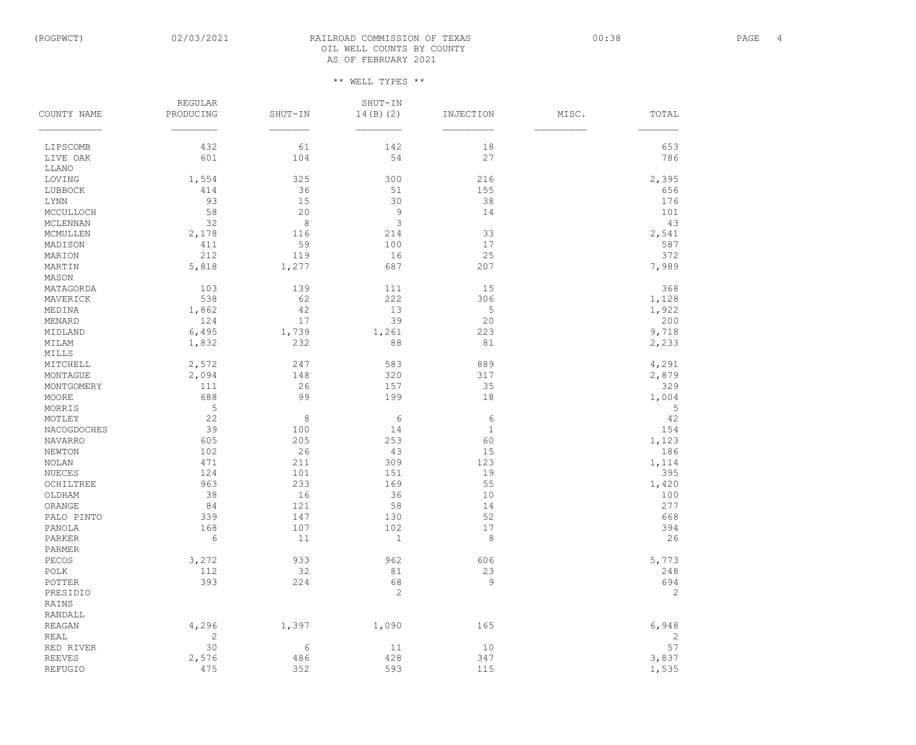RAILROAD COMMISSION OF TEXAS
OIL WELL COUNTS BY COUNTY
AS OF FEBRUARY 2021

** WELL TYPES **

| COUNTY NAME | REGULAR PRODUCING | SHUT-IN | SHUT-IN 14(B)(2) | INJECTION | MISC. | TOTAL |
|---|---|---|---|---|---|---|
| LIPSCOMB | 432 | 61 | 142 | 18 | | 653 |
| LIVE OAK | 601 | 104 | 54 | 27 | | 786 |
| LLANO | | | | | | |
| LOVING | 1,554 | 325 | 300 | 216 | | 2,395 |
| LUBBOCK | 414 | 36 | 51 | 155 | | 656 |
| LYNN | 93 | 15 | 30 | 38 | | 176 |
| MCCULLOCH | 58 | 20 | 9 | 14 | | 101 |
| MCLENNAN | 32 | 8 | 3 | | | 43 |
| MCMULLEN | 2,178 | 116 | 214 | 33 | | 2,541 |
| MADISON | 411 | 59 | 100 | 17 | | 587 |
| MARION | 212 | 119 | 16 | 25 | | 372 |
| MARTIN | 5,818 | 1,277 | 687 | 207 | | 7,989 |
| MASON | | | | | | |
| MATAGORDA | 103 | 139 | 111 | 15 | | 368 |
| MAVERICK | 538 | 62 | 222 | 306 | | 1,128 |
| MEDINA | 1,862 | 42 | 13 | 5 | | 1,922 |
| MENARD | 124 | 17 | 39 | 20 | | 200 |
| MIDLAND | 6,495 | 1,739 | 1,261 | 223 | | 9,718 |
| MILAM | 1,832 | 232 | 88 | 81 | | 2,233 |
| MILLS | | | | | | |
| MITCHELL | 2,572 | 247 | 583 | 889 | | 4,291 |
| MONTAGUE | 2,094 | 148 | 320 | 317 | | 2,879 |
| MONTGOMERY | 111 | 26 | 157 | 35 | | 329 |
| MOORE | 688 | 99 | 199 | 18 | | 1,004 |
| MORRIS | 5 | | | | | 5 |
| MOTLEY | 22 | 8 | 6 | 6 | | 42 |
| NACOGDOCHES | 39 | 100 | 14 | 1 | | 154 |
| NAVARRO | 605 | 205 | 253 | 60 | | 1,123 |
| NEWTON | 102 | 26 | 43 | 15 | | 186 |
| NOLAN | 471 | 211 | 309 | 123 | | 1,114 |
| NUECES | 124 | 101 | 151 | 19 | | 395 |
| OCHILTREE | 963 | 233 | 169 | 55 | | 1,420 |
| OLDHAM | 38 | 16 | 36 | 10 | | 100 |
| ORANGE | 84 | 121 | 58 | 14 | | 277 |
| PALO PINTO | 339 | 147 | 130 | 52 | | 668 |
| PANOLA | 168 | 107 | 102 | 17 | | 394 |
| PARKER | 6 | 11 | 1 | 8 | | 26 |
| PARMER | | | | | | |
| PECOS | 3,272 | 933 | 962 | 606 | | 5,773 |
| POLK | 112 | 32 | 81 | 23 | | 248 |
| POTTER | 393 | 224 | 68 | 9 | | 694 |
| PRESIDIO | | | 2 | | | 2 |
| RAINS | | | | | | |
| RANDALL | | | | | | |
| REAGAN | 4,296 | 1,397 | 1,090 | 165 | | 6,948 |
| REAL | 2 | | | | | 2 |
| RED RIVER | 30 | 6 | 11 | 10 | | 57 |
| REEVES | 2,576 | 486 | 428 | 347 | | 3,837 |
| REFUGIO | 475 | 352 | 593 | 115 | | 1,535 |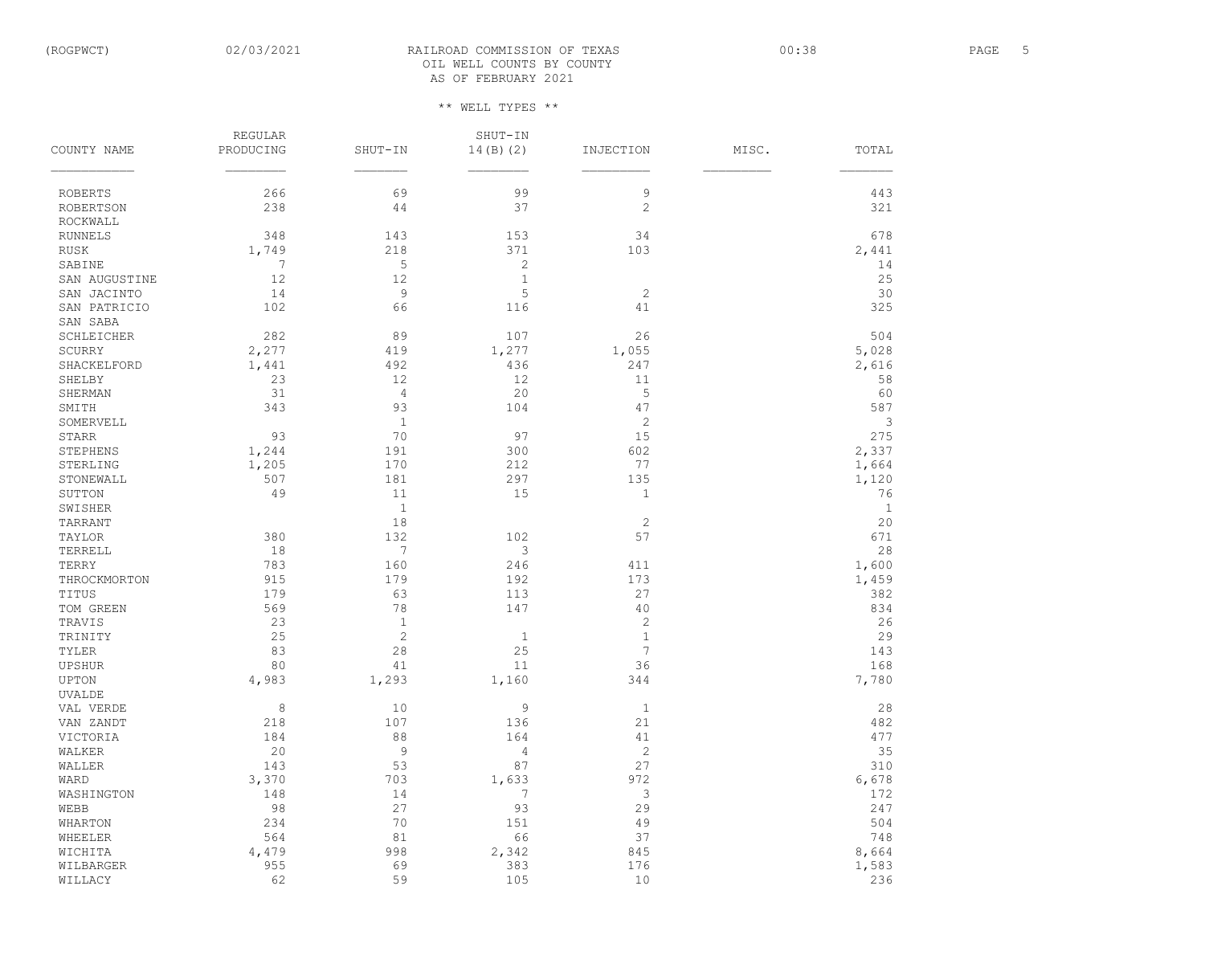RAILROAD COMMISSION OF TEXAS
OIL WELL COUNTS BY COUNTY
AS OF FEBRUARY 2021

** WELL TYPES **

| COUNTY NAME | REGULAR PRODUCING | SHUT-IN | SHUT-IN 14(B)(2) | INJECTION | MISC. | TOTAL |
|---|---|---|---|---|---|---|
| ROBERTS | 266 | 69 | 99 | 9 | | 443 |
| ROBERTSON | 238 | 44 | 37 | 2 | | 321 |
| ROCKWALL | | | | | | |
| RUNNELS | 348 | 143 | 153 | 34 | | 678 |
| RUSK | 1,749 | 218 | 371 | 103 | | 2,441 |
| SABINE | 7 | 5 | 2 | | | 14 |
| SAN AUGUSTINE | 12 | 12 | 1 | | | 25 |
| SAN JACINTO | 14 | 9 | 5 | 2 | | 30 |
| SAN PATRICIO | 102 | 66 | 116 | 41 | | 325 |
| SAN SABA | | | | | | |
| SCHLEICHER | 282 | 89 | 107 | 26 | | 504 |
| SCURRY | 2,277 | 419 | 1,277 | 1,055 | | 5,028 |
| SHACKELFORD | 1,441 | 492 | 436 | 247 | | 2,616 |
| SHELBY | 23 | 12 | 12 | 11 | | 58 |
| SHERMAN | 31 | 4 | 20 | 5 | | 60 |
| SMITH | 343 | 93 | 104 | 47 | | 587 |
| SOMERVELL | | 1 | | 2 | | 3 |
| STARR | 93 | 70 | 97 | 15 | | 275 |
| STEPHENS | 1,244 | 191 | 300 | 602 | | 2,337 |
| STERLING | 1,205 | 170 | 212 | 77 | | 1,664 |
| STONEWALL | 507 | 181 | 297 | 135 | | 1,120 |
| SUTTON | 49 | 11 | 15 | 1 | | 76 |
| SWISHER | | 1 | | | | 1 |
| TARRANT | | 18 | | 2 | | 20 |
| TAYLOR | 380 | 132 | 102 | 57 | | 671 |
| TERRELL | 18 | 7 | 3 | | | 28 |
| TERRY | 783 | 160 | 246 | 411 | | 1,600 |
| THROCKMORTON | 915 | 179 | 192 | 173 | | 1,459 |
| TITUS | 179 | 63 | 113 | 27 | | 382 |
| TOM GREEN | 569 | 78 | 147 | 40 | | 834 |
| TRAVIS | 23 | 1 | | 2 | | 26 |
| TRINITY | 25 | 2 | 1 | 1 | | 29 |
| TYLER | 83 | 28 | 25 | 7 | | 143 |
| UPSHUR | 80 | 41 | 11 | 36 | | 168 |
| UPTON | 4,983 | 1,293 | 1,160 | 344 | | 7,780 |
| UVALDE | | | | | | |
| VAL VERDE | 8 | 10 | 9 | 1 | | 28 |
| VAN ZANDT | 218 | 107 | 136 | 21 | | 482 |
| VICTORIA | 184 | 88 | 164 | 41 | | 477 |
| WALKER | 20 | 9 | 4 | 2 | | 35 |
| WALLER | 143 | 53 | 87 | 27 | | 310 |
| WARD | 3,370 | 703 | 1,633 | 972 | | 6,678 |
| WASHINGTON | 148 | 14 | 7 | 3 | | 172 |
| WEBB | 98 | 27 | 93 | 29 | | 247 |
| WHARTON | 234 | 70 | 151 | 49 | | 504 |
| WHEELER | 564 | 81 | 66 | 37 | | 748 |
| WICHITA | 4,479 | 998 | 2,342 | 845 | | 8,664 |
| WILBARGER | 955 | 69 | 383 | 176 | | 1,583 |
| WILLACY | 62 | 59 | 105 | 10 | | 236 |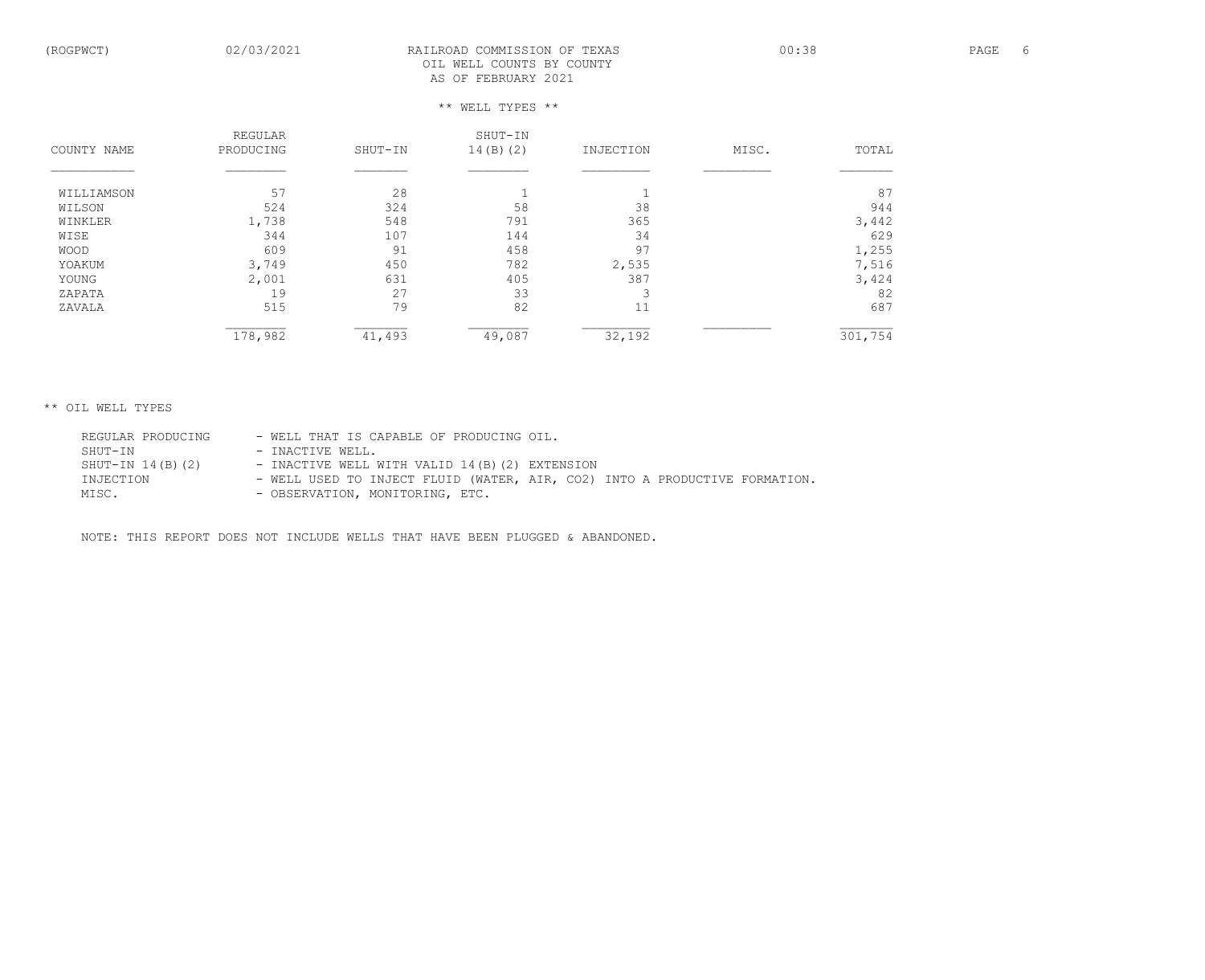** WELL TYPES **

| COUNTY NAME | REGULAR PRODUCING | SHUT-IN | SHUT-IN 14(B)(2) | INJECTION | MISC. | TOTAL |
|---|---|---|---|---|---|---|
| WILLIAMSON | 57 | 28 | 1 | 1 | | 87 |
| WILSON | 524 | 324 | 58 | 38 | | 944 |
| WINKLER | 1,738 | 548 | 791 | 365 | | 3,442 |
| WISE | 344 | 107 | 144 | 34 | | 629 |
| WOOD | 609 | 91 | 458 | 97 | | 1,255 |
| YOAKUM | 3,749 | 450 | 782 | 2,535 | | 7,516 |
| YOUNG | 2,001 | 631 | 405 | 387 | | 3,424 |
| ZAPATA | 19 | 27 | 33 | 3 | | 82 |
| ZAVALA | 515 | 79 | 82 | 11 | | 687 |
| | 178,982 | 41,493 | 49,087 | 32,192 | | 301,754 |

** OIL WELL TYPES

- REGULAR PRODUCING - WELL THAT IS CAPABLE OF PRODUCING OIL.
- SHUT-IN - INACTIVE WELL.
- SHUT-IN 14(B)(2) - INACTIVE WELL WITH VALID 14(B)(2) EXTENSION
- INJECTION - WELL USED TO INJECT FLUID (WATER, AIR, $CO_2$) INTO A PRODUCTIVE FORMATION.
- MISC. - OBSERVATION, MONITORING, ETC.

NOTE: THIS REPORT DOES NOT INCLUDE WELLS THAT HAVE BEEN PLUGGED & ABANDONED.